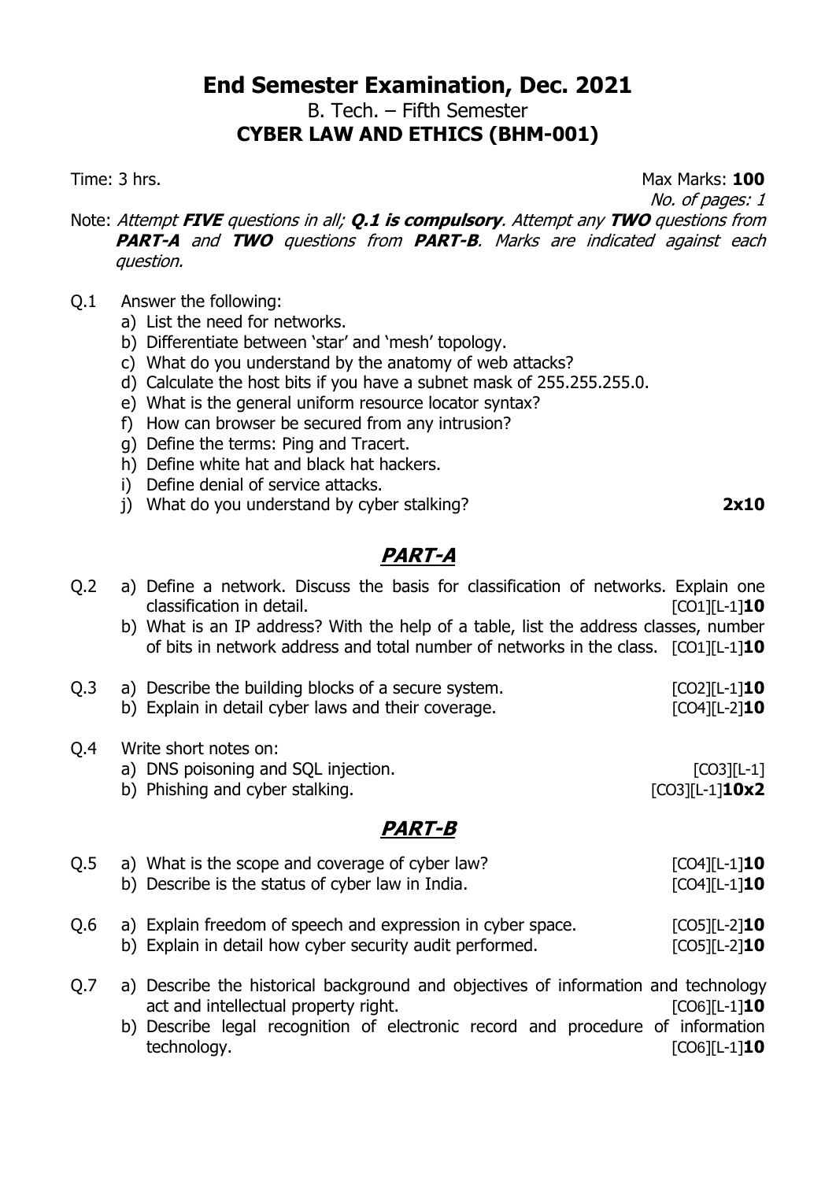# End Semester Examination, Dec. 2021

B. Tech. – Fifth Semester

**CYBER LAW AND ETHICS (BHM-001)**

Time: 3 hrs. Max Marks: **100**

*No. of pages: 1*

Note: *Attempt **FIVE** questions in all; **Q.1 is compulsory**. Attempt any **TWO** questions from **PART-A** and **TWO** questions from **PART-B**. Marks are indicated against each question.*

Q.1 Answer the following:

a) List the need for networks.
b) Differentiate between 'star' and 'mesh' topology.
c) What do you understand by the anatomy of web attacks?
d) Calculate the host bits if you have a subnet mask of 255.255.255.0.
e) What is the general uniform resource locator syntax?
f) How can browser be secured from any intrusion?
g) Define the terms: Ping and Tracert.
h) Define white hat and black hat hackers.
i) Define denial of service attacks.
j) What do you understand by cyber stalking? **2x10**

## PART-A

Q.2 a) Define a network. Discuss the basis for classification of networks. Explain one classification in detail. [CO1][L-1]**10**

b) What is an IP address? With the help of a table, list the address classes, number of bits in network address and total number of networks in the class. [CO1][L-1]**10**

Q.3 a) Describe the building blocks of a secure system. [CO2][L-1]**10**

b) Explain in detail cyber laws and their coverage. [CO4][L-2]**10**

Q.4 Write short notes on:

a) DNS poisoning and SQL injection. [CO3][L-1]

b) Phishing and cyber stalking. [CO3][L-1]**10x2**

## PART-B

Q.5 a) What is the scope and coverage of cyber law? [CO4][L-1]**10**

b) Describe is the status of cyber law in India. [CO4][L-1]**10**

Q.6 a) Explain freedom of speech and expression in cyber space. [CO5][L-2]**10**

b) Explain in detail how cyber security audit performed. [CO5][L-2]**10**

Q.7 a) Describe the historical background and objectives of information and technology act and intellectual property right. [CO6][L-1]**10**

b) Describe legal recognition of electronic record and procedure of information technology. [CO6][L-1]**10**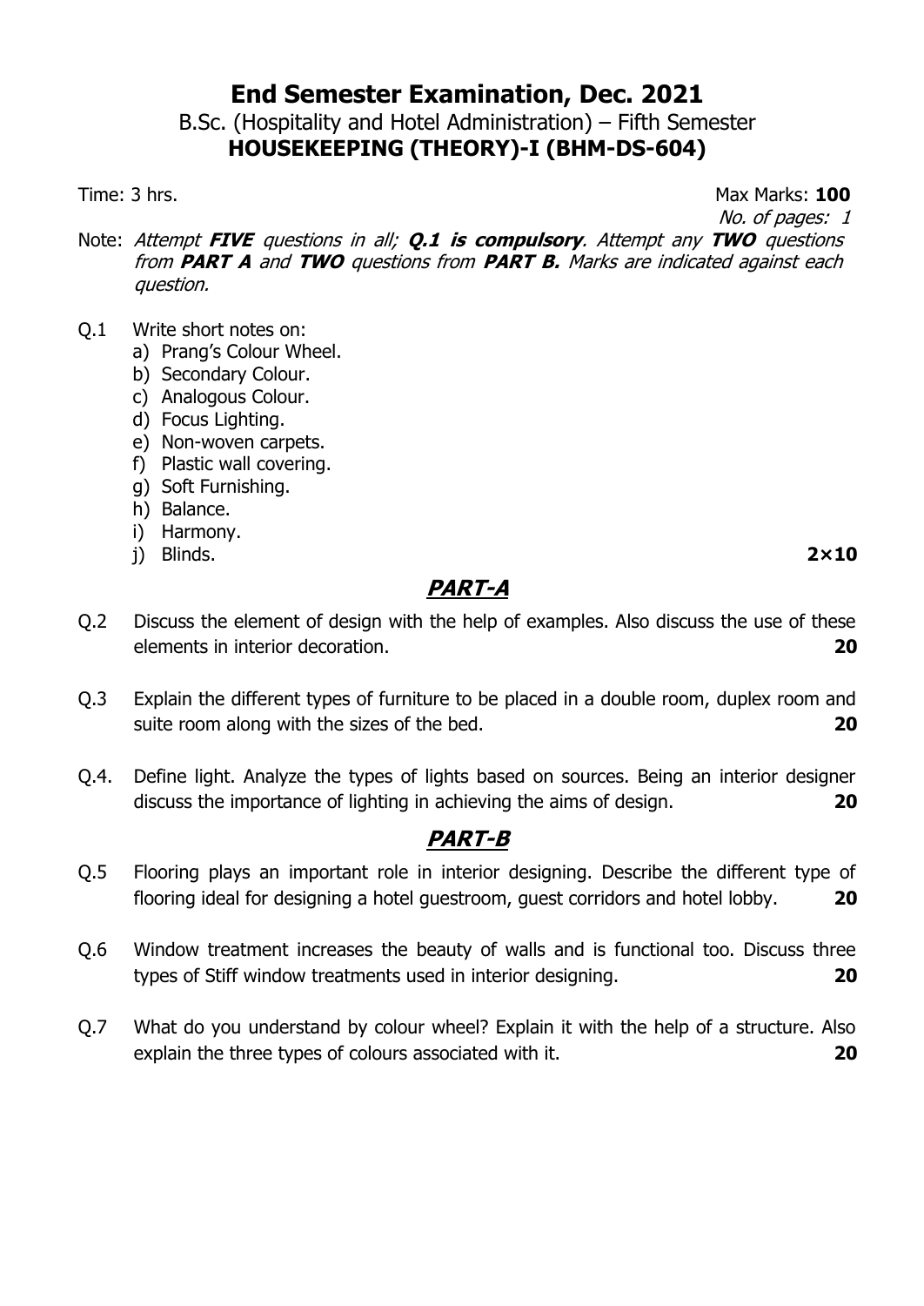# End Semester Examination, Dec. 2021

B.Sc. (Hospitality and Hotel Administration) – Fifth Semester

**HOUSEKEEPING (THEORY)-I (BHM-DS-604)**

Time: 3 hrs. Max Marks: **100**

*No. of pages: 1*

Note: *Attempt **FIVE** questions in all; **Q.1 is compulsory**. Attempt any **TWO** questions from **PART A** and **TWO** questions from **PART B.** Marks are indicated against each question.*

Q.1 Write short notes on:

a) Prang's Colour Wheel.
b) Secondary Colour.
c) Analogous Colour.
d) Focus Lighting.
e) Non-woven carpets.
f) Plastic wall covering.
g) Soft Furnishing.
h) Balance.
i) Harmony.
j) Blinds. **2×10**

## *PART-A*

Q.2 Discuss the element of design with the help of examples. Also discuss the use of these elements in interior decoration. **20**

Q.3 Explain the different types of furniture to be placed in a double room, duplex room and suite room along with the sizes of the bed. **20**

Q.4. Define light. Analyze the types of lights based on sources. Being an interior designer discuss the importance of lighting in achieving the aims of design. **20**

## *PART-B*

Q.5 Flooring plays an important role in interior designing. Describe the different type of flooring ideal for designing a hotel guestroom, guest corridors and hotel lobby. **20**

Q.6 Window treatment increases the beauty of walls and is functional too. Discuss three types of Stiff window treatments used in interior designing. **20**

Q.7 What do you understand by colour wheel? Explain it with the help of a structure. Also explain the three types of colours associated with it. **20**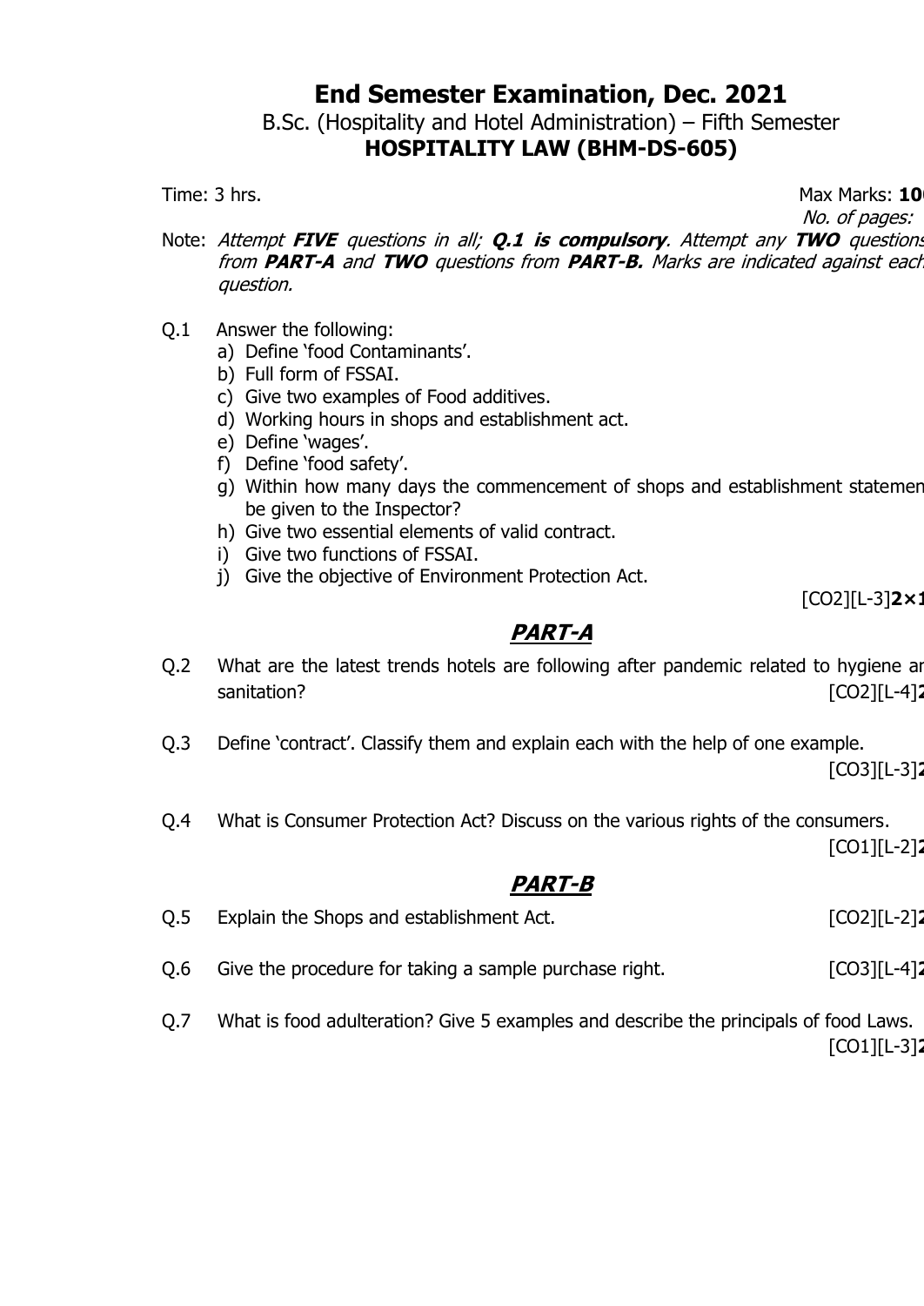# End Semester Examination, Dec. 2021

B.Sc. (Hospitality and Hotel Administration) – Fifth Semester

**HOSPITALITY LAW (BHM-DS-605)**

Time: 3 hrs. Max Marks: **10**

*No. of pages:*

Note: *Attempt* ***FIVE*** *questions in all;* ***Q.1 is compulsory****. Attempt any* ***TWO*** *questions from* ***PART-A*** *and* ***TWO*** *questions from* ***PART-B.*** *Marks are indicated against each question.*

Q.1 Answer the following:

a) Define 'food Contaminants'.
b) Full form of FSSAI.
c) Give two examples of Food additives.
d) Working hours in shops and establishment act.
e) Define 'wages'.
f) Define 'food safety'.
g) Within how many days the commencement of shops and establishment statemen be given to the Inspector?
h) Give two essential elements of valid contract.
i) Give two functions of FSSAI.
j) Give the objective of Environment Protection Act.

[CO2][L-3]**2×1**

## PART-A

Q.2 What are the latest trends hotels are following after pandemic related to hygiene ar sanitation? [CO2][L-4]**2**

Q.3 Define 'contract'. Classify them and explain each with the help of one example. [CO3][L-3]**2**

Q.4 What is Consumer Protection Act? Discuss on the various rights of the consumers. [CO1][L-2]**2**

## PART-B

Q.5 Explain the Shops and establishment Act. [CO2][L-2]**2**

Q.6 Give the procedure for taking a sample purchase right. [CO3][L-4]**2**

Q.7 What is food adulteration? Give 5 examples and describe the principals of food Laws. [CO1][L-3]**2**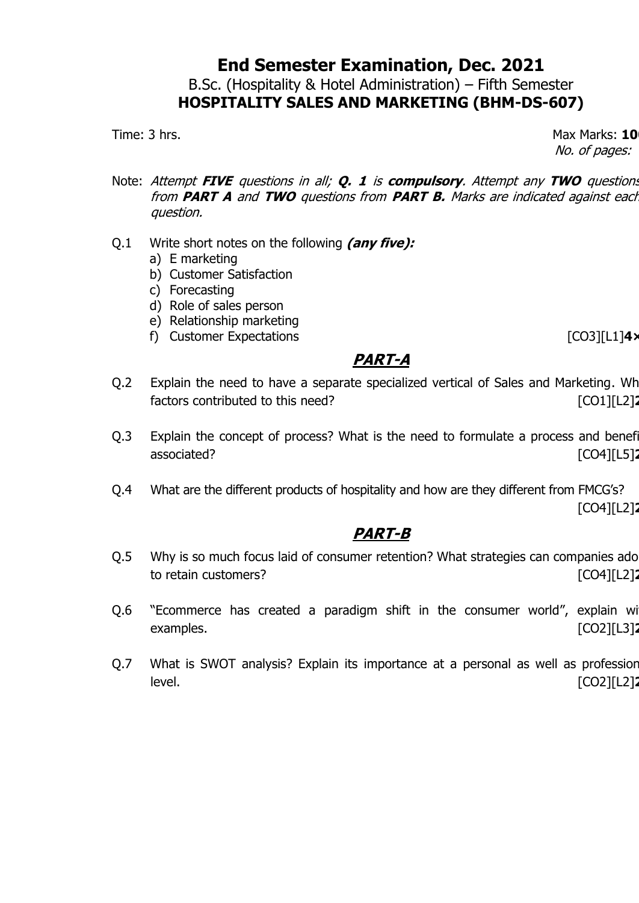# End Semester Examination, Dec. 2021

B.Sc. (Hospitality & Hotel Administration) – Fifth Semester

**HOSPITALITY SALES AND MARKETING (BHM-DS-607)**

Time: 3 hrs. Max Marks: **10**

*No. of pages:*

Note: *Attempt **FIVE** questions in all; **Q. 1** is **compulsory**. Attempt any **TWO** questions from **PART A** and **TWO** questions from **PART B.** Marks are indicated against each question.*

Q.1 Write short notes on the following ***(any five):***

a) E marketing
b) Customer Satisfaction
c) Forecasting
d) Role of sales person
e) Relationship marketing
f) Customer Expectations [CO3][L1]**4×**

## ***PART-A***

Q.2 Explain the need to have a separate specialized vertical of Sales and Marketing. Wh factors contributed to this need? [CO1][L2]**2**

Q.3 Explain the concept of process? What is the need to formulate a process and benefi associated? [CO4][L5]**2**

Q.4 What are the different products of hospitality and how are they different from FMCG's? [CO4][L2]**2**

## ***PART-B***

Q.5 Why is so much focus laid of consumer retention? What strategies can companies ado to retain customers? [CO4][L2]**2**

Q.6 "Ecommerce has created a paradigm shift in the consumer world", explain wi examples. [CO2][L3]**2**

Q.7 What is SWOT analysis? Explain its importance at a personal as well as profession level. [CO2][L2]**2**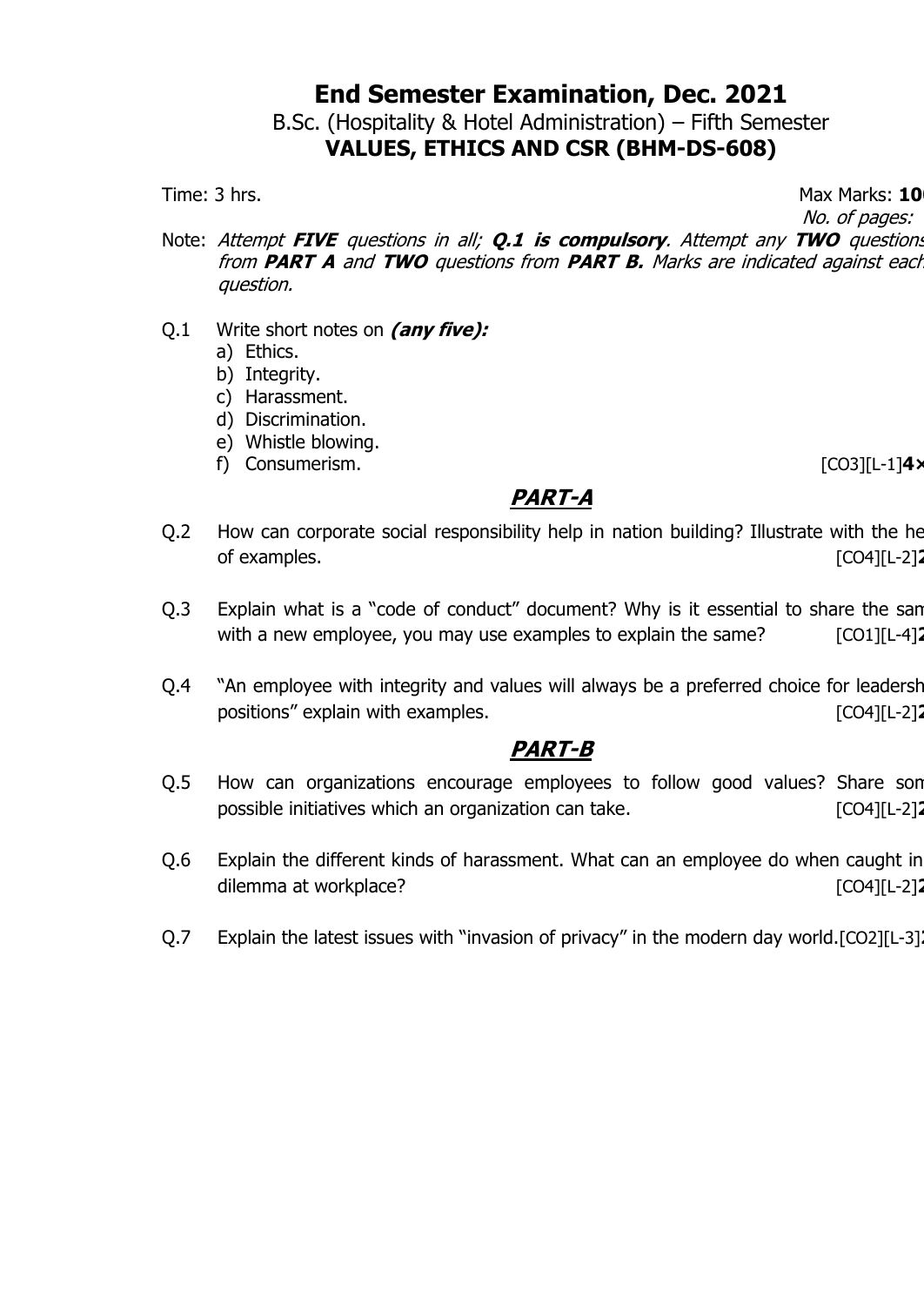# End Semester Examination, Dec. 2021

B.Sc. (Hospitality & Hotel Administration) – Fifth Semester

**VALUES, ETHICS AND CSR (BHM-DS-608)**

Time: 3 hrs. Max Marks: **10**

*No. of pages:*

Note: *Attempt **FIVE** questions in all; **Q.1 is compulsory**. Attempt any **TWO** questions from **PART A** and **TWO** questions from **PART B.** Marks are indicated against each question.*

Q.1 Write short notes on ***(any five):***

a) Ethics.
b) Integrity.
c) Harassment.
d) Discrimination.
e) Whistle blowing.
f) Consumerism. [CO3][L-1]**4×**

## PART-A

Q.2 How can corporate social responsibility help in nation building? Illustrate with the he of examples. [CO4][L-2]**2**

Q.3 Explain what is a "code of conduct" document? Why is it essential to share the sam with a new employee, you may use examples to explain the same? [CO1][L-4]**2**

Q.4 "An employee with integrity and values will always be a preferred choice for leadersh positions" explain with examples. [CO4][L-2]**2**

## PART-B

Q.5 How can organizations encourage employees to follow good values? Share som possible initiatives which an organization can take. [CO4][L-2]**2**

Q.6 Explain the different kinds of harassment. What can an employee do when caught in dilemma at workplace? [CO4][L-2]**2**

Q.7 Explain the latest issues with "invasion of privacy" in the modern day world.[CO2][L-3]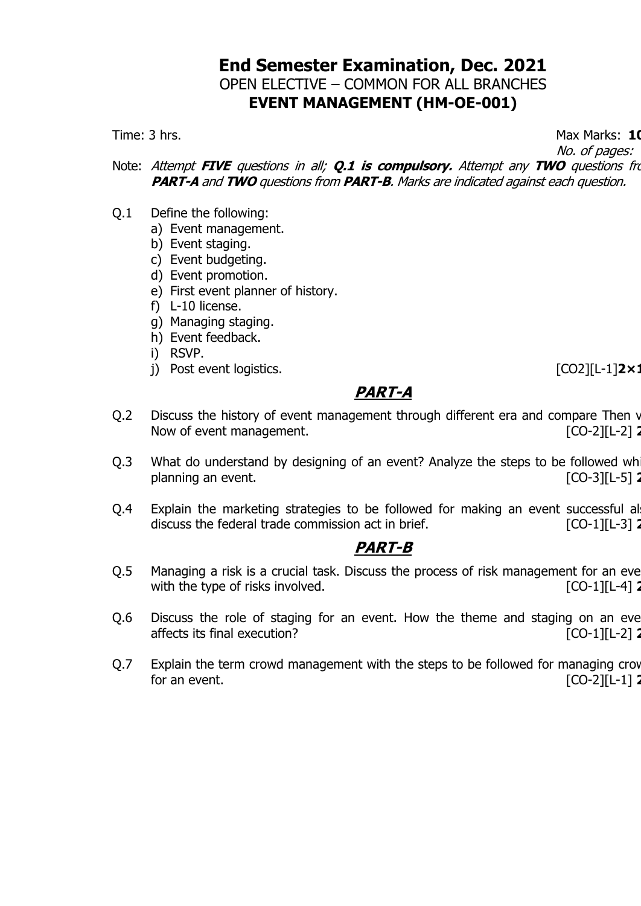# End Semester Examination, Dec. 2021

OPEN ELECTIVE – COMMON FOR ALL BRANCHES

**EVENT MANAGEMENT (HM-OE-001)**

Time: 3 hrs. Max Marks: **10**

*No. of pages:*

Note: *Attempt **FIVE** questions in all; **Q.1 is compulsory.** Attempt any **TWO** questions fro **PART-A** and **TWO** questions from **PART-B**. Marks are indicated against each question.*

Q.1 Define the following:

a) Event management.
b) Event staging.
c) Event budgeting.
d) Event promotion.
e) First event planner of history.
f) L-10 license.
g) Managing staging.
h) Event feedback.
i) RSVP.
j) Post event logistics. [CO2][L-1]**2×1**

## PART-A

Q.2 Discuss the history of event management through different era and compare Then v Now of event management. [CO-2][L-2] **2**

Q.3 What do understand by designing of an event? Analyze the steps to be followed whi planning an event. [CO-3][L-5] **2**

Q.4 Explain the marketing strategies to be followed for making an event successful al discuss the federal trade commission act in brief. [CO-1][L-3] **2**

## PART-B

Q.5 Managing a risk is a crucial task. Discuss the process of risk management for an eve with the type of risks involved. [CO-1][L-4] **2**

Q.6 Discuss the role of staging for an event. How the theme and staging on an eve affects its final execution? [CO-1][L-2] **2**

Q.7 Explain the term crowd management with the steps to be followed for managing crow for an event. [CO-2][L-1] **2**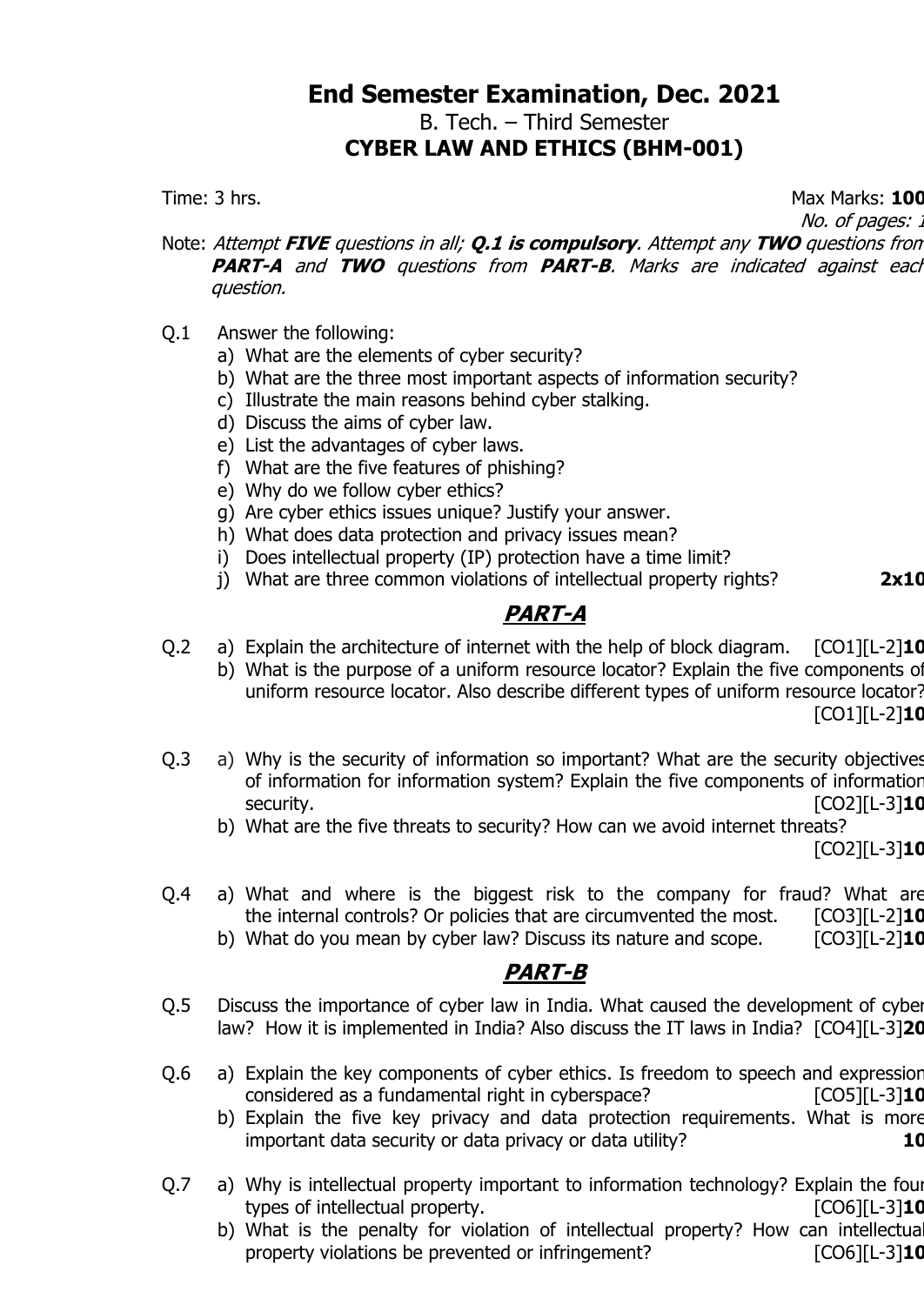# End Semester Examination, Dec. 2021

B. Tech. – Third Semester

**CYBER LAW AND ETHICS (BHM-001)**

Time: 3 hrs. Max Marks: **100**

*No. of pages: 1*

Note: *Attempt **FIVE** questions in all; **Q.1 is compulsory**. Attempt any **TWO** questions from **PART-A** and **TWO** questions from **PART-B**. Marks are indicated against each question.*

Q.1 Answer the following:

a) What are the elements of cyber security?
b) What are the three most important aspects of information security?
c) Illustrate the main reasons behind cyber stalking.
d) Discuss the aims of cyber law.
e) List the advantages of cyber laws.
f) What are the five features of phishing?
e) Why do we follow cyber ethics?
g) Are cyber ethics issues unique? Justify your answer.
h) What does data protection and privacy issues mean?
i) Does intellectual property (IP) protection have a time limit?
j) What are three common violations of intellectual property rights? **2x10**

## *PART-A*

Q.2 a) Explain the architecture of internet with the help of block diagram. [CO1][L-2]**10**

b) What is the purpose of a uniform resource locator? Explain the five components of uniform resource locator. Also describe different types of uniform resource locator? [CO1][L-2]**10**

Q.3 a) Why is the security of information so important? What are the security objectives of information for information system? Explain the five components of information security. [CO2][L-3]**10**

b) What are the five threats to security? How can we avoid internet threats? [CO2][L-3]**10**

Q.4 a) What and where is the biggest risk to the company for fraud? What are the internal controls? Or policies that are circumvented the most. [CO3][L-2]**10**

b) What do you mean by cyber law? Discuss its nature and scope. [CO3][L-2]**10**

## *PART-B*

Q.5 Discuss the importance of cyber law in India. What caused the development of cyber law? How it is implemented in India? Also discuss the IT laws in India? [CO4][L-3]**20**

Q.6 a) Explain the key components of cyber ethics. Is freedom to speech and expression considered as a fundamental right in cyberspace? [CO5][L-3]**10**

b) Explain the five key privacy and data protection requirements. What is more important data security or data privacy or data utility? **10**

Q.7 a) Why is intellectual property important to information technology? Explain the four types of intellectual property. [CO6][L-3]**10**

b) What is the penalty for violation of intellectual property? How can intellectual property violations be prevented or infringement? [CO6][L-3]**10**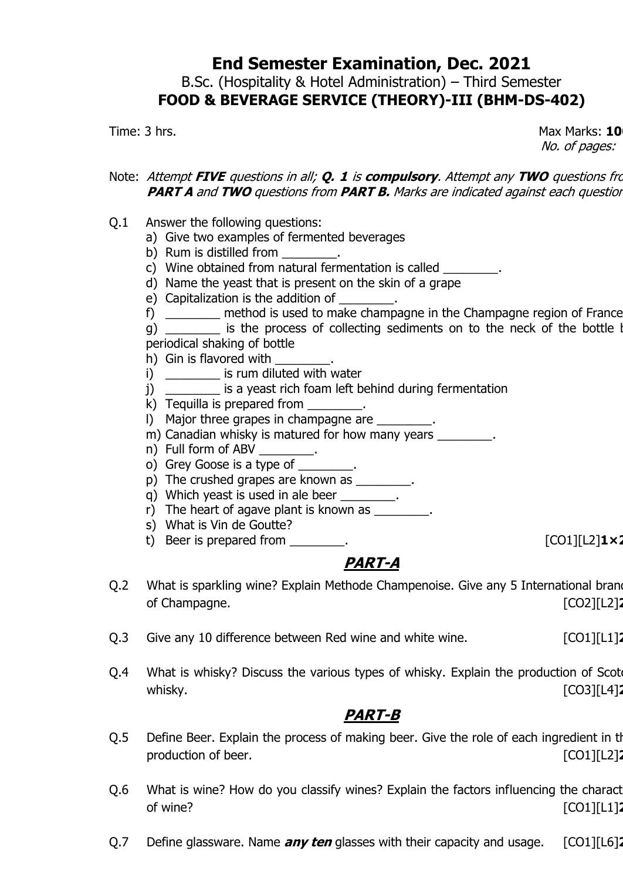# End Semester Examination, Dec. 2021

B.Sc. (Hospitality & Hotel Administration) – Third Semester

**FOOD & BEVERAGE SERVICE (THEORY)-III (BHM-DS-402)**

Time: 3 hrs. Max Marks: **10**

*No. of pages:*

Note: *Attempt **FIVE** questions in all; **Q. 1** is **compulsory**. Attempt any **TWO** questions fro **PART A** and **TWO** questions from **PART B.** Marks are indicated against each questio*

Q.1 Answer the following questions:

a) Give two examples of fermented beverages
b) Rum is distilled from ________.
c) Wine obtained from natural fermentation is called ________.
d) Name the yeast that is present on the skin of a grape
e) Capitalization is the addition of ________.
f) ________ method is used to make champagne in the Champagne region of France
g) ________ is the process of collecting sediments on to the neck of the bottle b periodical shaking of bottle
h) Gin is flavored with ________.
i) ________ is rum diluted with water
j) ________ is a yeast rich foam left behind during fermentation
k) Tequilla is prepared from ________.
l) Major three grapes in champagne are ________.
m) Canadian whisky is matured for how many years ________.
n) Full form of ABV ________.
o) Grey Goose is a type of ________.
p) The crushed grapes are known as ________.
q) Which yeast is used in ale beer ________.
r) The heart of agave plant is known as ________.
s) What is Vin de Goutte?
t) Beer is prepared from ________. [CO1][L2]**1×2**

## PART-A

Q.2 What is sparkling wine? Explain Methode Champenoise. Give any 5 International bran of Champagne. [CO2][L2]**2**

Q.3 Give any 10 difference between Red wine and white wine. [CO1][L1]**2**

Q.4 What is whisky? Discuss the various types of whisky. Explain the production of Scot whisky. [CO3][L4]**2**

## PART-B

Q.5 Define Beer. Explain the process of making beer. Give the role of each ingredient in th production of beer. [CO1][L2]**2**

Q.6 What is wine? How do you classify wines? Explain the factors influencing the charact of wine? [CO1][L1]**2**

Q.7 Define glassware. Name ***any ten*** glasses with their capacity and usage. [CO1][L6]**2**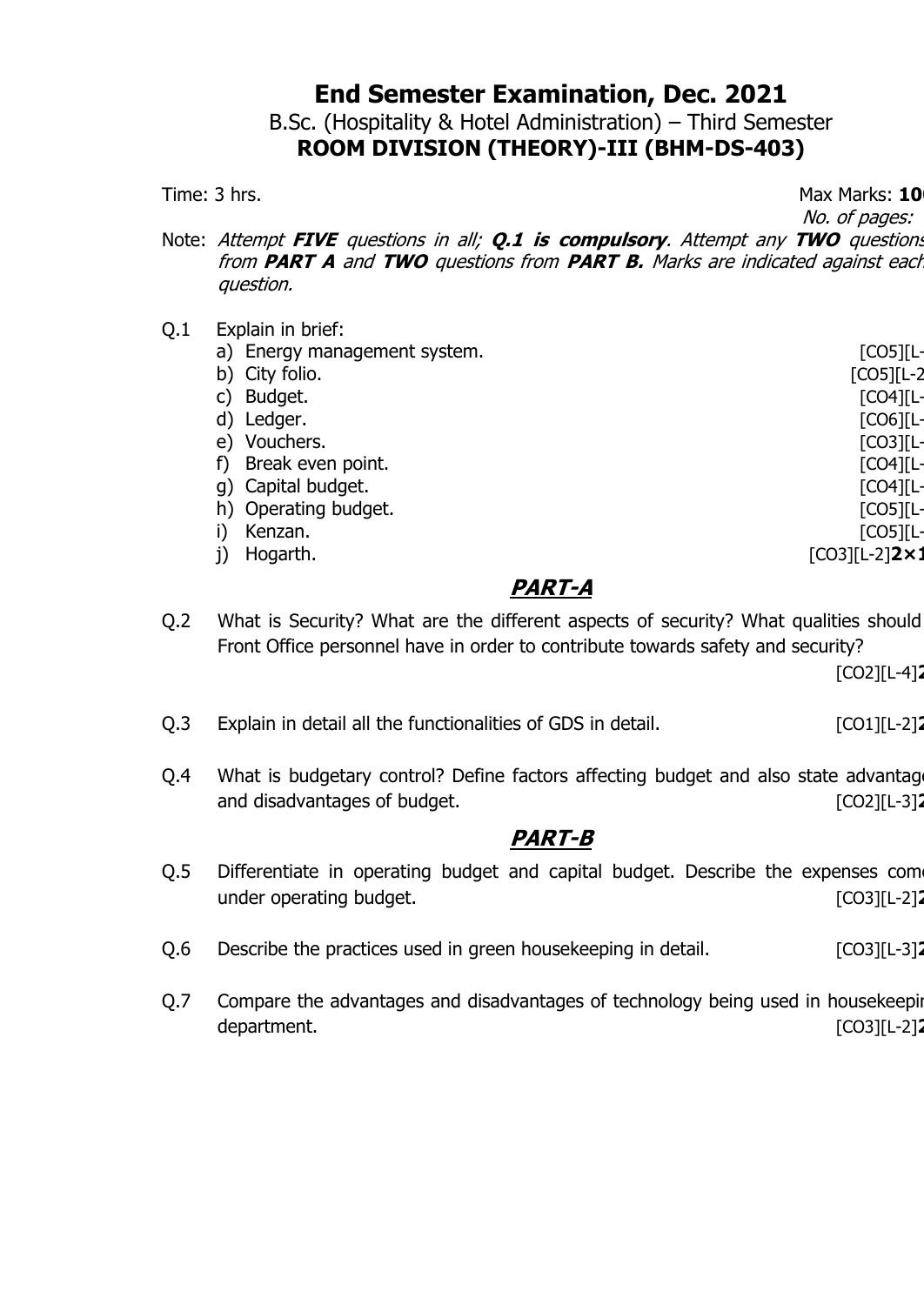# End Semester Examination, Dec. 2021

B.Sc. (Hospitality & Hotel Administration) – Third Semester

**ROOM DIVISION (THEORY)-III (BHM-DS-403)**

Time: 3 hrs. Max Marks: **10**

*No. of pages:*

Note: *Attempt **FIVE** questions in all; **Q.1 is compulsory**. Attempt any **TWO** questions from **PART A** and **TWO** questions from **PART B.** Marks are indicated against each question.*

Q.1 Explain in brief:

a) Energy management system. [CO5][L-

b) City folio. [CO5][L-2

c) Budget. [CO4][L-

d) Ledger. [CO6][L-

e) Vouchers. [CO3][L-

f) Break even point. [CO4][L-

g) Capital budget. [CO4][L-

h) Operating budget. [CO5][L-

i) Kenzan. [CO5][L-

j) Hogarth. [CO3][L-2]**2×1**

## *PART-A*

Q.2 What is Security? What are the different aspects of security? What qualities should Front Office personnel have in order to contribute towards safety and security? [CO2][L-4]**2**

Q.3 Explain in detail all the functionalities of GDS in detail. [CO1][L-2]**2**

Q.4 What is budgetary control? Define factors affecting budget and also state advantag and disadvantages of budget. [CO2][L-3]**2**

## *PART-B*

Q.5 Differentiate in operating budget and capital budget. Describe the expenses com under operating budget. [CO3][L-2]**2**

Q.6 Describe the practices used in green housekeeping in detail. [CO3][L-3]**2**

Q.7 Compare the advantages and disadvantages of technology being used in housekeepi department. [CO3][L-2]**2**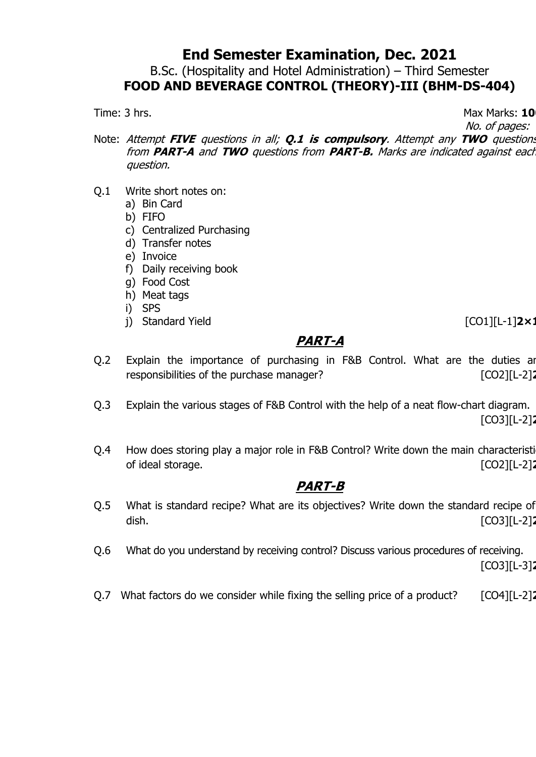# End Semester Examination, Dec. 2021

B.Sc. (Hospitality and Hotel Administration) – Third Semester

**FOOD AND BEVERAGE CONTROL (THEORY)-III (BHM-DS-404)**

Time: 3 hrs. Max Marks: **10**

*No. of pages:*

Note: *Attempt **FIVE** questions in all; **Q.1 is compulsory**. Attempt any **TWO** questions from **PART-A** and **TWO** questions from **PART-B.** Marks are indicated against each question.*

Q.1 Write short notes on:

a) Bin Card
b) FIFO
c) Centralized Purchasing
d) Transfer notes
e) Invoice
f) Daily receiving book
g) Food Cost
h) Meat tags
i) SPS
j) Standard Yield [CO1][L-1]**2×1**

## PART-A

Q.2 Explain the importance of purchasing in F&B Control. What are the duties ar responsibilities of the purchase manager? [CO2][L-2]**2**

Q.3 Explain the various stages of F&B Control with the help of a neat flow-chart diagram. [CO3][L-2]**2**

Q.4 How does storing play a major role in F&B Control? Write down the main characteristi of ideal storage. [CO2][L-2]**2**

## PART-B

Q.5 What is standard recipe? What are its objectives? Write down the standard recipe of dish. [CO3][L-2]**2**

Q.6 What do you understand by receiving control? Discuss various procedures of receiving. [CO3][L-3]**2**

Q.7 What factors do we consider while fixing the selling price of a product? [CO4][L-2]**2**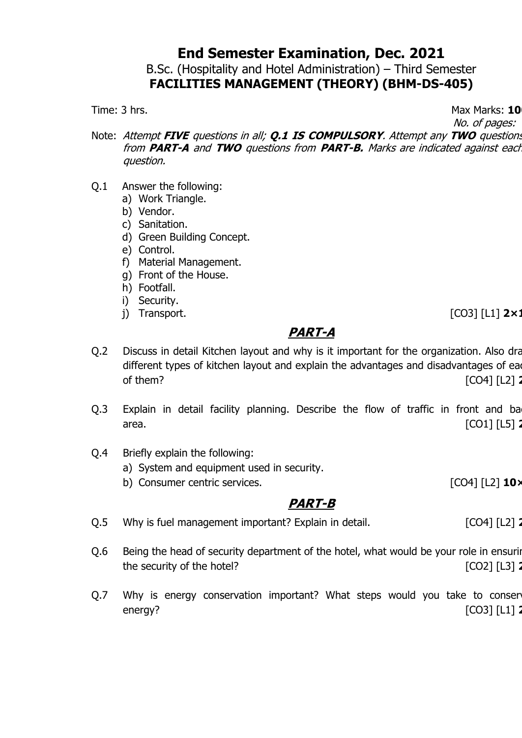# End Semester Examination, Dec. 2021

B.Sc. (Hospitality and Hotel Administration) – Third Semester

**FACILITIES MANAGEMENT (THEORY) (BHM-DS-405)**

Time: 3 hrs. Max Marks: **10**

*No. of pages:*

Note: *Attempt* ***FIVE*** *questions in all;* ***Q.1 IS COMPULSORY****. Attempt any* ***TWO*** *questions from* ***PART-A*** *and* ***TWO*** *questions from* ***PART-B.*** *Marks are indicated against each question.*

Q.1 Answer the following:

a) Work Triangle.
b) Vendor.
c) Sanitation.
d) Green Building Concept.
e) Control.
f) Material Management.
g) Front of the House.
h) Footfall.
i) Security.
j) Transport. [CO3] [L1] **2×1**

## PART-A

Q.2 Discuss in detail Kitchen layout and why is it important for the organization. Also dra different types of kitchen layout and explain the advantages and disadvantages of eac of them? [CO4] [L2] **2**

Q.3 Explain in detail facility planning. Describe the flow of traffic in front and bac area. [CO1] [L5] **2**

Q.4 Briefly explain the following:

a) System and equipment used in security.
b) Consumer centric services. [CO4] [L2] **10×**

## PART-B

Q.5 Why is fuel management important? Explain in detail. [CO4] [L2] **2**

Q.6 Being the head of security department of the hotel, what would be your role in ensurin the security of the hotel? [CO2] [L3] **2**

Q.7 Why is energy conservation important? What steps would you take to conserv energy? [CO3] [L1] **2**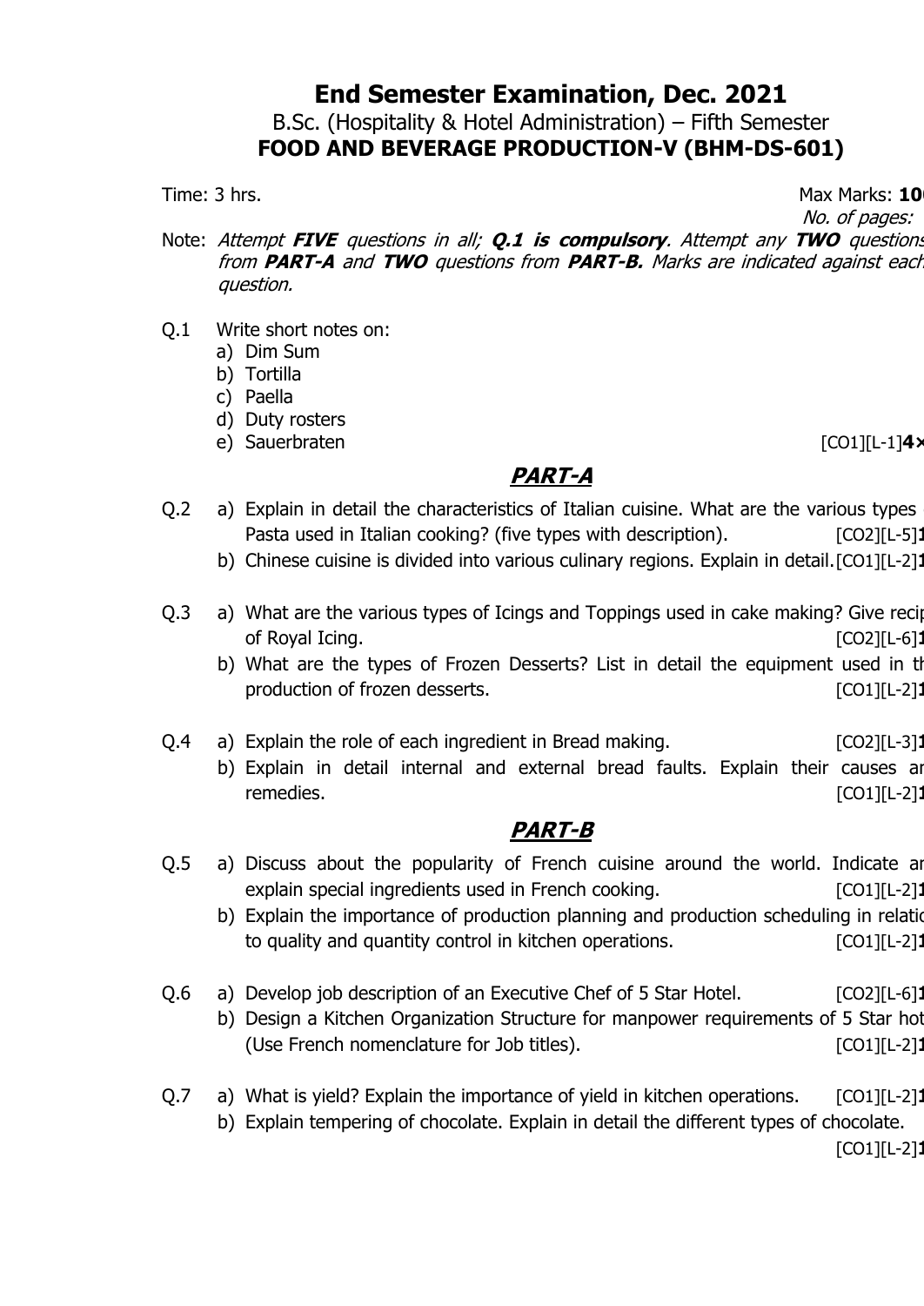# End Semester Examination, Dec. 2021

B.Sc. (Hospitality & Hotel Administration) – Fifth Semester

**FOOD AND BEVERAGE PRODUCTION-V (BHM-DS-601)**

Time: 3 hrs. Max Marks: **10**

*No. of pages:*

Note: *Attempt **FIVE** questions in all; **Q.1 is compulsory**. Attempt any **TWO** questions from **PART-A** and **TWO** questions from **PART-B**. Marks are indicated against each question.*

Q.1 Write short notes on:

a) Dim Sum
b) Tortilla
c) Paella
d) Duty rosters
e) Sauerbraten [CO1][L-1]**4×**

## PART-A

Q.2 a) Explain in detail the characteristics of Italian cuisine. What are the various types Pasta used in Italian cooking? (five types with description). [CO2][L-5]**1**

b) Chinese cuisine is divided into various culinary regions. Explain in detail. [CO1][L-2]**1**

Q.3 a) What are the various types of Icings and Toppings used in cake making? Give reci of Royal Icing. [CO2][L-6]**1**

b) What are the types of Frozen Desserts? List in detail the equipment used in th production of frozen desserts. [CO1][L-2]**1**

Q.4 a) Explain the role of each ingredient in Bread making. [CO2][L-3]**1**

b) Explain in detail internal and external bread faults. Explain their causes ar remedies. [CO1][L-2]**1**

## PART-B

Q.5 a) Discuss about the popularity of French cuisine around the world. Indicate ar explain special ingredients used in French cooking. [CO1][L-2]**1**

b) Explain the importance of production planning and production scheduling in relatio to quality and quantity control in kitchen operations. [CO1][L-2]**1**

Q.6 a) Develop job description of an Executive Chef of 5 Star Hotel. [CO2][L-6]**1**

b) Design a Kitchen Organization Structure for manpower requirements of 5 Star hot (Use French nomenclature for Job titles). [CO1][L-2]**1**

Q.7 a) What is yield? Explain the importance of yield in kitchen operations. [CO1][L-2]**1**

b) Explain tempering of chocolate. Explain in detail the different types of chocolate. [CO1][L-2]**1**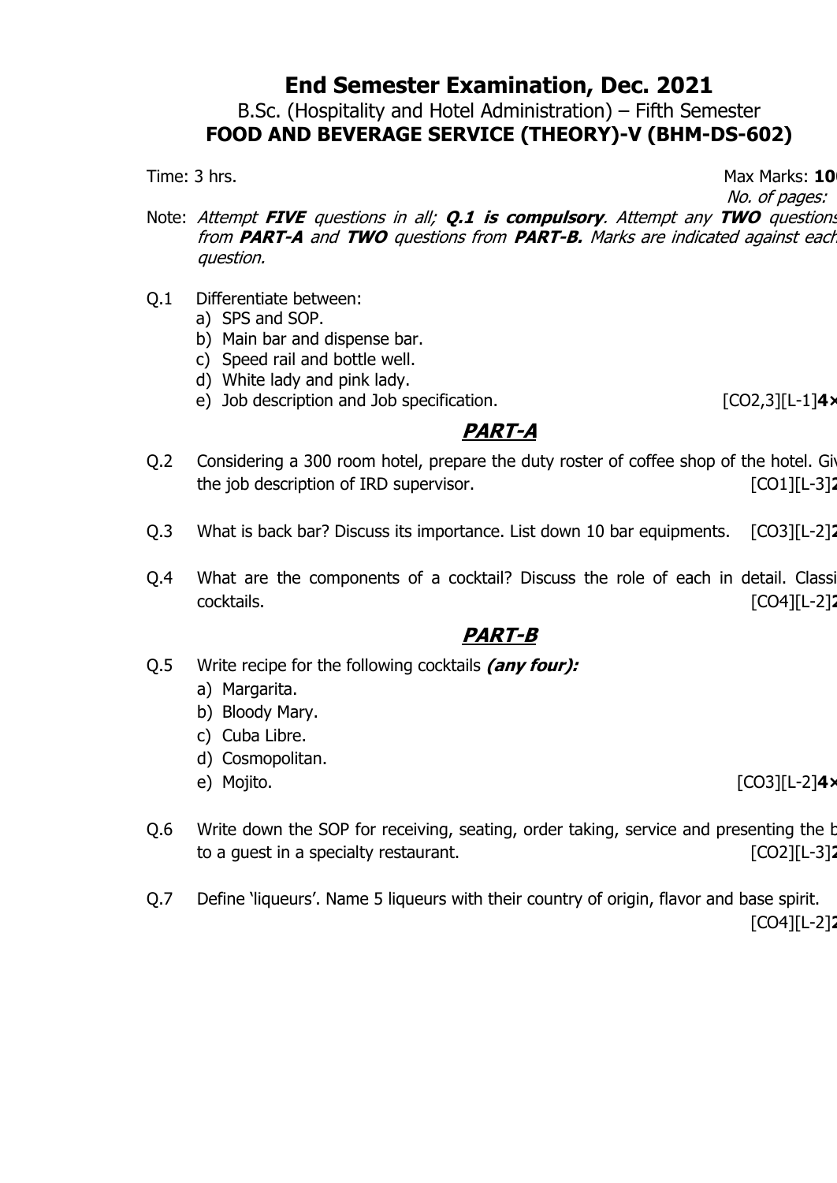# End Semester Examination, Dec. 2021

B.Sc. (Hospitality and Hotel Administration) – Fifth Semester

**FOOD AND BEVERAGE SERVICE (THEORY)-V (BHM-DS-602)**

Time: 3 hrs. Max Marks: **10**

*No. of pages:*

Note: *Attempt **FIVE** questions in all; **Q.1 is compulsory**. Attempt any **TWO** questions from **PART-A** and **TWO** questions from **PART-B.** Marks are indicated against each question.*

Q.1 Differentiate between:

a) SPS and SOP.
b) Main bar and dispense bar.
c) Speed rail and bottle well.
d) White lady and pink lady.
e) Job description and Job specification. [CO2,3][L-1]**4×**

## PART-A

Q.2 Considering a 300 room hotel, prepare the duty roster of coffee shop of the hotel. Giv the job description of IRD supervisor. [CO1][L-3]**2**

Q.3 What is back bar? Discuss its importance. List down 10 bar equipments. [CO3][L-2]**2**

Q.4 What are the components of a cocktail? Discuss the role of each in detail. Classi cocktails. [CO4][L-2]**2**

## PART-B

Q.5 Write recipe for the following cocktails ***(any four):***

a) Margarita.
b) Bloody Mary.
c) Cuba Libre.
d) Cosmopolitan.
e) Mojito. [CO3][L-2]**4×**

Q.6 Write down the SOP for receiving, seating, order taking, service and presenting the b to a guest in a specialty restaurant. [CO2][L-3]**2**

Q.7 Define 'liqueurs'. Name 5 liqueurs with their country of origin, flavor and base spirit. [CO4][L-2]**2**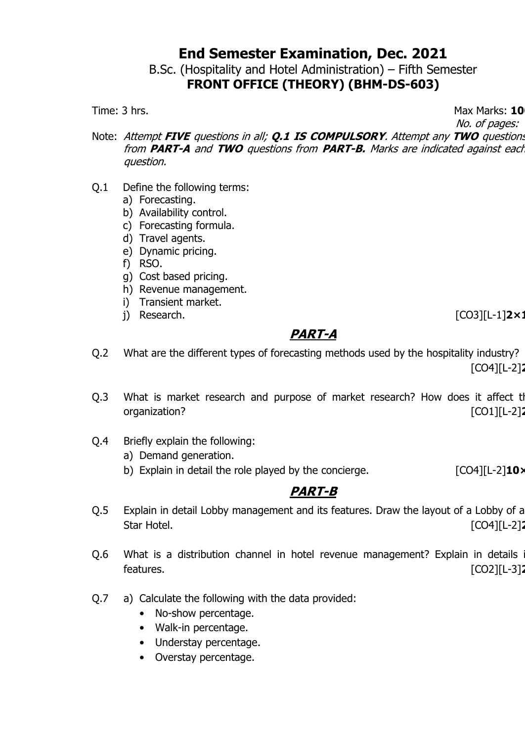# End Semester Examination, Dec. 2021

B.Sc. (Hospitality and Hotel Administration) – Fifth Semester

**FRONT OFFICE (THEORY) (BHM-DS-603)**

Time: 3 hrs. Max Marks: **10**

*No. of pages:*

Note: *Attempt **FIVE** questions in all; **Q.1 IS COMPULSORY**. Attempt any **TWO** questions from **PART-A** and **TWO** questions from **PART-B.** Marks are indicated against each question.*

Q.1 Define the following terms:

a) Forecasting.
b) Availability control.
c) Forecasting formula.
d) Travel agents.
e) Dynamic pricing.
f) RSO.
g) Cost based pricing.
h) Revenue management.
i) Transient market.
j) Research. [CO3][L-1]**2×1**

## *PART-A*

Q.2 What are the different types of forecasting methods used by the hospitality industry? [CO4][L-2]**2**

Q.3 What is market research and purpose of market research? How does it affect th organization? [CO1][L-2]**2**

Q.4 Briefly explain the following:

a) Demand generation.
b) Explain in detail the role played by the concierge. [CO4][L-2]**10×**

## *PART-B*

Q.5 Explain in detail Lobby management and its features. Draw the layout of a Lobby of a Star Hotel. [CO4][L-2]**2**

Q.6 What is a distribution channel in hotel revenue management? Explain in details i features. [CO2][L-3]**2**

Q.7 a) Calculate the following with the data provided:

- No-show percentage.
- Walk-in percentage.
- Understay percentage.
- Overstay percentage.